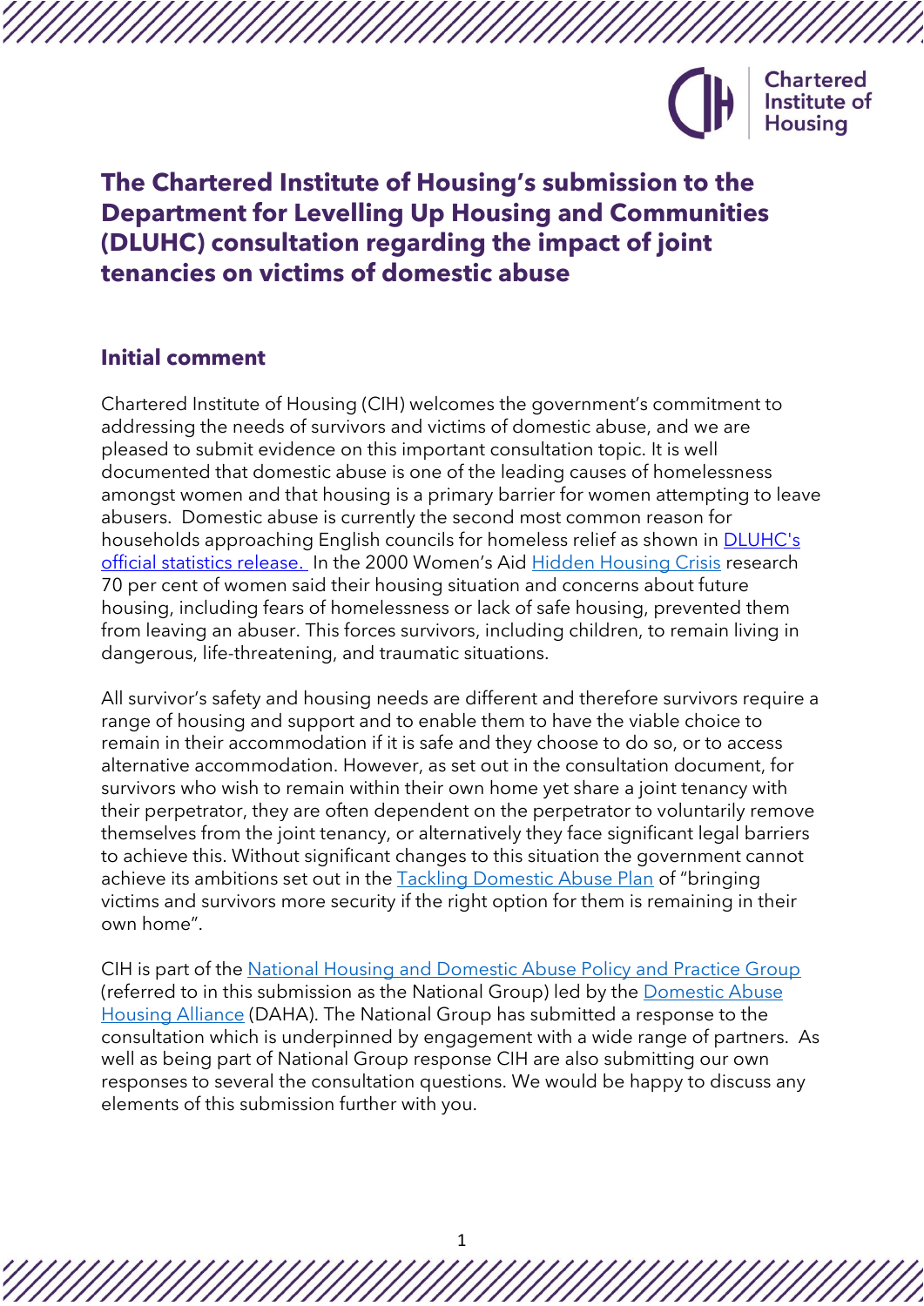# The Chartered Institute of Housing's submission to the Department for Levelling Up Housing and Communities (DLUHC) consultation regarding the impact of joint tenancies on victims of domestic abuse

## Initial comment

Chartered Institute of Housing (CIH) welcomes the government's commitment to addressing the needs of survivors and victims of domestic abuse, and we are pleased to submit evidence on this important consultation topic. It is well documented that domestic abuse is one of the leading causes of homelessness amongst women and that housing is a primary barrier for women attempting to leave abusers. Domestic abuse is currently the second most common reason for households approaching English councils for homeless relief as shown in DLUHC's official statistics release. In the 2000 Women's Aid Hidden Housing Crisis research 70 per cent of women said their housing situation and concerns about future housing, including fears of homelessness or lack of safe housing, prevented them from leaving an abuser. This forces survivors, including children, to remain living in dangerous, life-threatening, and traumatic situations.

All survivor's safety and housing needs are different and therefore survivors require a range of housing and support and to enable them to have the viable choice to remain in their accommodation if it is safe and they choose to do so, or to access alternative accommodation. However, as set out in the consultation document, for survivors who wish to remain within their own home yet share a joint tenancy with their perpetrator, they are often dependent on the perpetrator to voluntarily remove themselves from the joint tenancy, or alternatively they face significant legal barriers to achieve this. Without significant changes to this situation the government cannot achieve its ambitions set out in the Tackling Domestic Abuse Plan of "bringing victims and survivors more security if the right option for them is remaining in their own home".

CIH is part of the National Housing and Domestic Abuse Policy and Practice Group (referred to in this submission as the National Group) led by the Domestic Abuse Housing Alliance (DAHA). The National Group has submitted a response to the consultation which is underpinned by engagement with a wide range of partners. As well as being part of National Group response CIH are also submitting our own responses to several the consultation questions. We would be happy to discuss any elements of this submission further with you.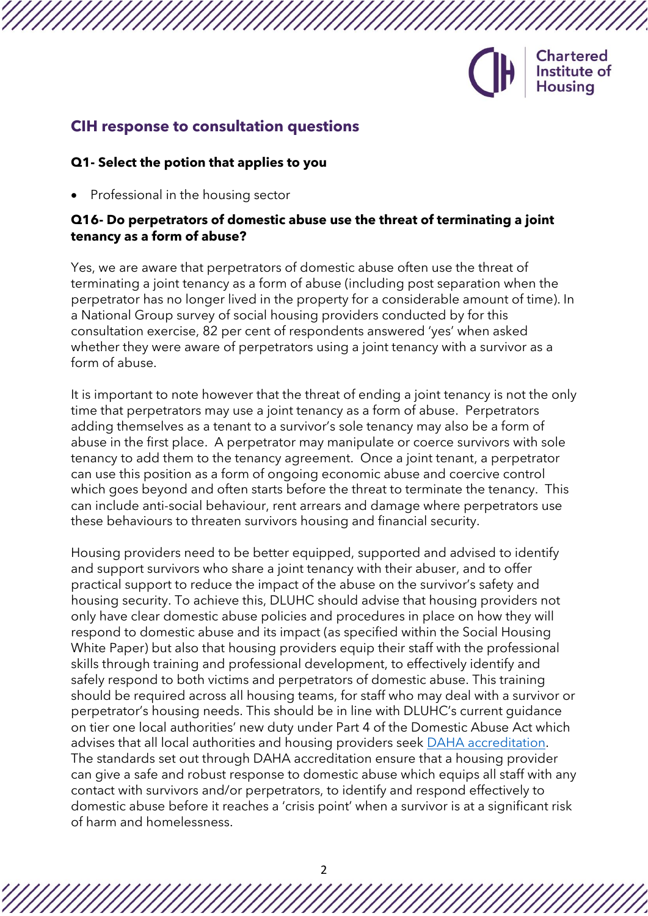## CIH response to consultation questions

**Q1- Select the potion that applies to you**

- Professional in the housing sector

**Q16- Do perpetrators of domestic abuse use the threat of terminating a joint tenancy as a form of abuse?**

Yes, we are aware that perpetrators of domestic abuse often use the threat of terminating a joint tenancy as a form of abuse (including post separation when the perpetrator has no longer lived in the property for a considerable amount of time). In a National Group survey of social housing providers conducted by for this consultation exercise, 82 per cent of respondents answered 'yes' when asked whether they were aware of perpetrators using a joint tenancy with a survivor as a form of abuse.

It is important to note however that the threat of ending a joint tenancy is not the only time that perpetrators may use a joint tenancy as a form of abuse. Perpetrators adding themselves as a tenant to a survivor's sole tenancy may also be a form of abuse in the first place. A perpetrator may manipulate or coerce survivors with sole tenancy to add them to the tenancy agreement. Once a joint tenant, a perpetrator can use this position as a form of ongoing economic abuse and coercive control which goes beyond and often starts before the threat to terminate the tenancy. This can include anti-social behaviour, rent arrears and damage where perpetrators use these behaviours to threaten survivors housing and financial security.

Housing providers need to be better equipped, supported and advised to identify and support survivors who share a joint tenancy with their abuser, and to offer practical support to reduce the impact of the abuse on the survivor's safety and housing security. To achieve this, DLUHC should advise that housing providers not only have clear domestic abuse policies and procedures in place on how they will respond to domestic abuse and its impact (as specified within the Social Housing White Paper) but also that housing providers equip their staff with the professional skills through training and professional development, to effectively identify and safely respond to both victims and perpetrators of domestic abuse. This training should be required across all housing teams, for staff who may deal with a survivor or perpetrator's housing needs. This should be in line with DLUHC's current guidance on tier one local authorities' new duty under Part 4 of the Domestic Abuse Act which advises that all local authorities and housing providers seek DAHA accreditation. The standards set out through DAHA accreditation ensure that a housing provider can give a safe and robust response to domestic abuse which equips all staff with any contact with survivors and/or perpetrators, to identify and respond effectively to domestic abuse before it reaches a 'crisis point' when a survivor is at a significant risk of harm and homelessness.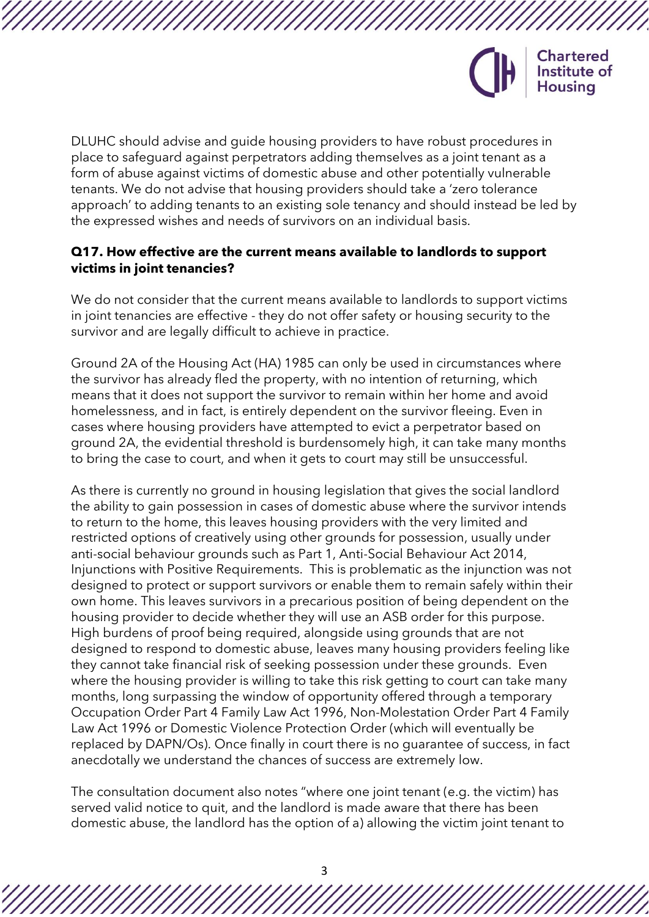DLUHC should advise and guide housing providers to have robust procedures in place to safeguard against perpetrators adding themselves as a joint tenant as a form of abuse against victims of domestic abuse and other potentially vulnerable tenants. We do not advise that housing providers should take a 'zero tolerance approach' to adding tenants to an existing sole tenancy and should instead be led by the expressed wishes and needs of survivors on an individual basis.

**Q17. How effective are the current means available to landlords to support victims in joint tenancies?**

We do not consider that the current means available to landlords to support victims in joint tenancies are effective - they do not offer safety or housing security to the survivor and are legally difficult to achieve in practice.

Ground 2A of the Housing Act (HA) 1985 can only be used in circumstances where the survivor has already fled the property, with no intention of returning, which means that it does not support the survivor to remain within her home and avoid homelessness, and in fact, is entirely dependent on the survivor fleeing. Even in cases where housing providers have attempted to evict a perpetrator based on ground 2A, the evidential threshold is burdensomely high, it can take many months to bring the case to court, and when it gets to court may still be unsuccessful.

As there is currently no ground in housing legislation that gives the social landlord the ability to gain possession in cases of domestic abuse where the survivor intends to return to the home, this leaves housing providers with the very limited and restricted options of creatively using other grounds for possession, usually under anti-social behaviour grounds such as Part 1, Anti-Social Behaviour Act 2014, Injunctions with Positive Requirements. This is problematic as the injunction was not designed to protect or support survivors or enable them to remain safely within their own home. This leaves survivors in a precarious position of being dependent on the housing provider to decide whether they will use an ASB order for this purpose. High burdens of proof being required, alongside using grounds that are not designed to respond to domestic abuse, leaves many housing providers feeling like they cannot take financial risk of seeking possession under these grounds. Even where the housing provider is willing to take this risk getting to court can take many months, long surpassing the window of opportunity offered through a temporary Occupation Order Part 4 Family Law Act 1996, Non-Molestation Order Part 4 Family Law Act 1996 or Domestic Violence Protection Order (which will eventually be replaced by DAPN/Os). Once finally in court there is no guarantee of success, in fact anecdotally we understand the chances of success are extremely low.

The consultation document also notes "where one joint tenant (e.g. the victim) has served valid notice to quit, and the landlord is made aware that there has been domestic abuse, the landlord has the option of a) allowing the victim joint tenant to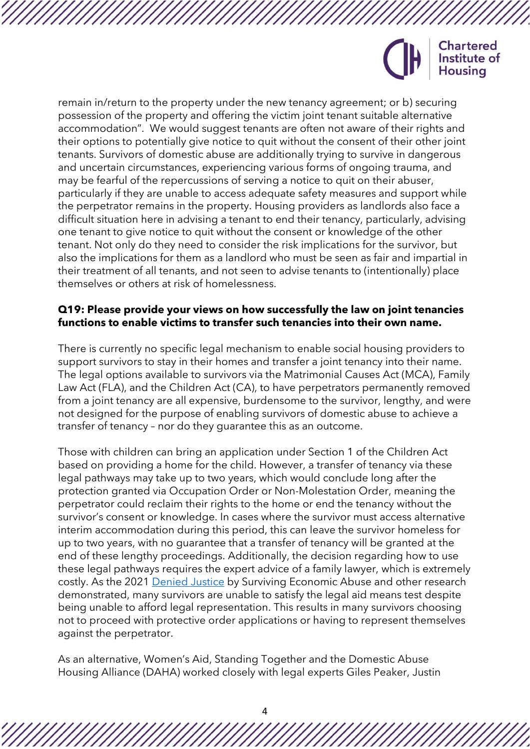remain in/return to the property under the new tenancy agreement; or b) securing possession of the property and offering the victim joint tenant suitable alternative accommodation". We would suggest tenants are often not aware of their rights and their options to potentially give notice to quit without the consent of their other joint tenants. Survivors of domestic abuse are additionally trying to survive in dangerous and uncertain circumstances, experiencing various forms of ongoing trauma, and may be fearful of the repercussions of serving a notice to quit on their abuser, particularly if they are unable to access adequate safety measures and support while the perpetrator remains in the property. Housing providers as landlords also face a difficult situation here in advising a tenant to end their tenancy, particularly, advising one tenant to give notice to quit without the consent or knowledge of the other tenant. Not only do they need to consider the risk implications for the survivor, but also the implications for them as a landlord who must be seen as fair and impartial in their treatment of all tenants, and not seen to advise tenants to (intentionally) place themselves or others at risk of homelessness.

**Q19: Please provide your views on how successfully the law on joint tenancies functions to enable victims to transfer such tenancies into their own name.**

There is currently no specific legal mechanism to enable social housing providers to support survivors to stay in their homes and transfer a joint tenancy into their name. The legal options available to survivors via the Matrimonial Causes Act (MCA), Family Law Act (FLA), and the Children Act (CA), to have perpetrators permanently removed from a joint tenancy are all expensive, burdensome to the survivor, lengthy, and were not designed for the purpose of enabling survivors of domestic abuse to achieve a transfer of tenancy – nor do they guarantee this as an outcome.

Those with children can bring an application under Section 1 of the Children Act based on providing a home for the child. However, a transfer of tenancy via these legal pathways may take up to two years, which would conclude long after the protection granted via Occupation Order or Non-Molestation Order, meaning the perpetrator could reclaim their rights to the home or end the tenancy without the survivor's consent or knowledge. In cases where the survivor must access alternative interim accommodation during this period, this can leave the survivor homeless for up to two years, with no guarantee that a transfer of tenancy will be granted at the end of these lengthy proceedings. Additionally, the decision regarding how to use these legal pathways requires the expert advice of a family lawyer, which is extremely costly. As the 2021 Denied Justice by Surviving Economic Abuse and other research demonstrated, many survivors are unable to satisfy the legal aid means test despite being unable to afford legal representation. This results in many survivors choosing not to proceed with protective order applications or having to represent themselves against the perpetrator.

As an alternative, Women's Aid, Standing Together and the Domestic Abuse Housing Alliance (DAHA) worked closely with legal experts Giles Peaker, Justin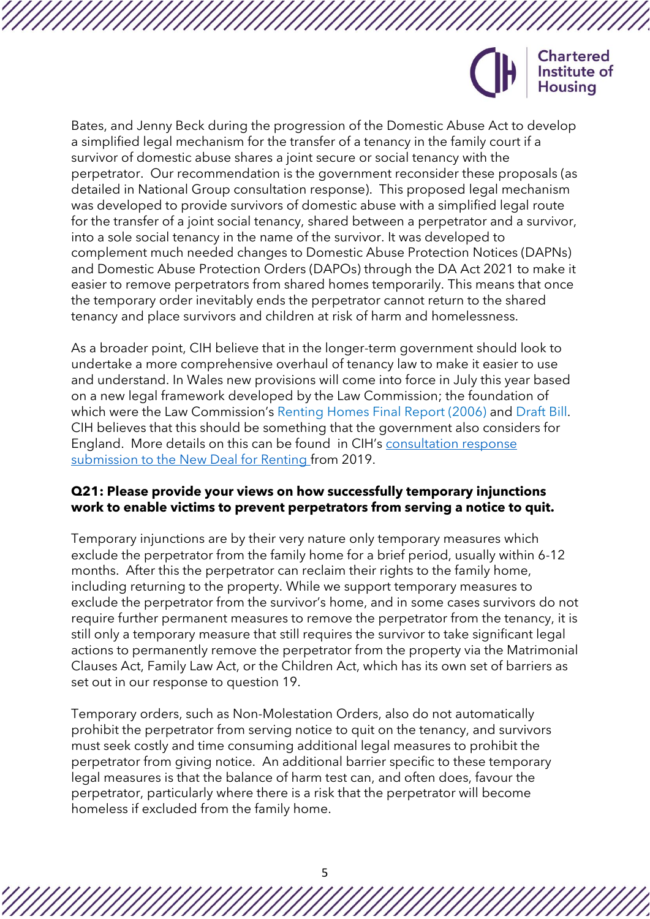Bates, and Jenny Beck during the progression of the Domestic Abuse Act to develop a simplified legal mechanism for the transfer of a tenancy in the family court if a survivor of domestic abuse shares a joint secure or social tenancy with the perpetrator. Our recommendation is the government reconsider these proposals (as detailed in National Group consultation response). This proposed legal mechanism was developed to provide survivors of domestic abuse with a simplified legal route for the transfer of a joint social tenancy, shared between a perpetrator and a survivor, into a sole social tenancy in the name of the survivor. It was developed to complement much needed changes to Domestic Abuse Protection Notices (DAPNs) and Domestic Abuse Protection Orders (DAPOs) through the DA Act 2021 to make it easier to remove perpetrators from shared homes temporarily. This means that once the temporary order inevitably ends the perpetrator cannot return to the shared tenancy and place survivors and children at risk of harm and homelessness.

As a broader point, CIH believe that in the longer-term government should look to undertake a more comprehensive overhaul of tenancy law to make it easier to use and understand. In Wales new provisions will come into force in July this year based on a new legal framework developed by the Law Commission; the foundation of which were the Law Commission's Renting Homes Final Report (2006) and Draft Bill. CIH believes that this should be something that the government also considers for England. More details on this can be found in CIH's consultation response submission to the New Deal for Renting from 2019.

**Q21: Please provide your views on how successfully temporary injunctions work to enable victims to prevent perpetrators from serving a notice to quit.**

Temporary injunctions are by their very nature only temporary measures which exclude the perpetrator from the family home for a brief period, usually within 6-12 months. After this the perpetrator can reclaim their rights to the family home, including returning to the property. While we support temporary measures to exclude the perpetrator from the survivor's home, and in some cases survivors do not require further permanent measures to remove the perpetrator from the tenancy, it is still only a temporary measure that still requires the survivor to take significant legal actions to permanently remove the perpetrator from the property via the Matrimonial Clauses Act, Family Law Act, or the Children Act, which has its own set of barriers as set out in our response to question 19.

Temporary orders, such as Non-Molestation Orders, also do not automatically prohibit the perpetrator from serving notice to quit on the tenancy, and survivors must seek costly and time consuming additional legal measures to prohibit the perpetrator from giving notice. An additional barrier specific to these temporary legal measures is that the balance of harm test can, and often does, favour the perpetrator, particularly where there is a risk that the perpetrator will become homeless if excluded from the family home.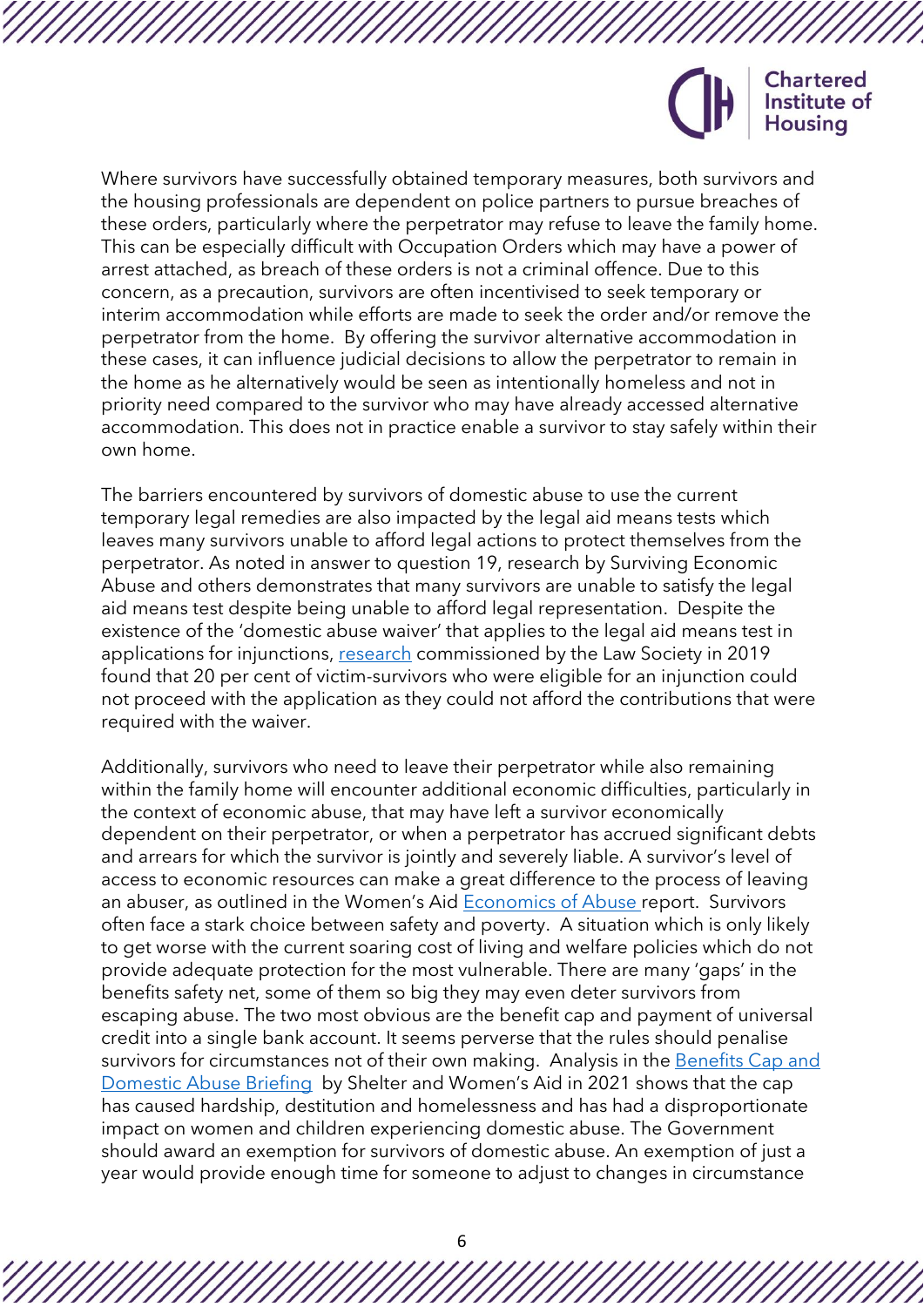Where survivors have successfully obtained temporary measures, both survivors and the housing professionals are dependent on police partners to pursue breaches of these orders, particularly where the perpetrator may refuse to leave the family home. This can be especially difficult with Occupation Orders which may have a power of arrest attached, as breach of these orders is not a criminal offence. Due to this concern, as a precaution, survivors are often incentivised to seek temporary or interim accommodation while efforts are made to seek the order and/or remove the perpetrator from the home. By offering the survivor alternative accommodation in these cases, it can influence judicial decisions to allow the perpetrator to remain in the home as he alternatively would be seen as intentionally homeless and not in priority need compared to the survivor who may have already accessed alternative accommodation. This does not in practice enable a survivor to stay safely within their own home.

The barriers encountered by survivors of domestic abuse to use the current temporary legal remedies are also impacted by the legal aid means tests which leaves many survivors unable to afford legal actions to protect themselves from the perpetrator. As noted in answer to question 19, research by Surviving Economic Abuse and others demonstrates that many survivors are unable to satisfy the legal aid means test despite being unable to afford legal representation. Despite the existence of the 'domestic abuse waiver' that applies to the legal aid means test in applications for injunctions, research commissioned by the Law Society in 2019 found that 20 per cent of victim-survivors who were eligible for an injunction could not proceed with the application as they could not afford the contributions that were required with the waiver.

Additionally, survivors who need to leave their perpetrator while also remaining within the family home will encounter additional economic difficulties, particularly in the context of economic abuse, that may have left a survivor economically dependent on their perpetrator, or when a perpetrator has accrued significant debts and arrears for which the survivor is jointly and severely liable. A survivor's level of access to economic resources can make a great difference to the process of leaving an abuser, as outlined in the Women's Aid Economics of Abuse report. Survivors often face a stark choice between safety and poverty. A situation which is only likely to get worse with the current soaring cost of living and welfare policies which do not provide adequate protection for the most vulnerable. There are many 'gaps' in the benefits safety net, some of them so big they may even deter survivors from escaping abuse. The two most obvious are the benefit cap and payment of universal credit into a single bank account. It seems perverse that the rules should penalise survivors for circumstances not of their own making. Analysis in the Benefits Cap and Domestic Abuse Briefing by Shelter and Women's Aid in 2021 shows that the cap has caused hardship, destitution and homelessness and has had a disproportionate impact on women and children experiencing domestic abuse. The Government should award an exemption for survivors of domestic abuse. An exemption of just a year would provide enough time for someone to adjust to changes in circumstance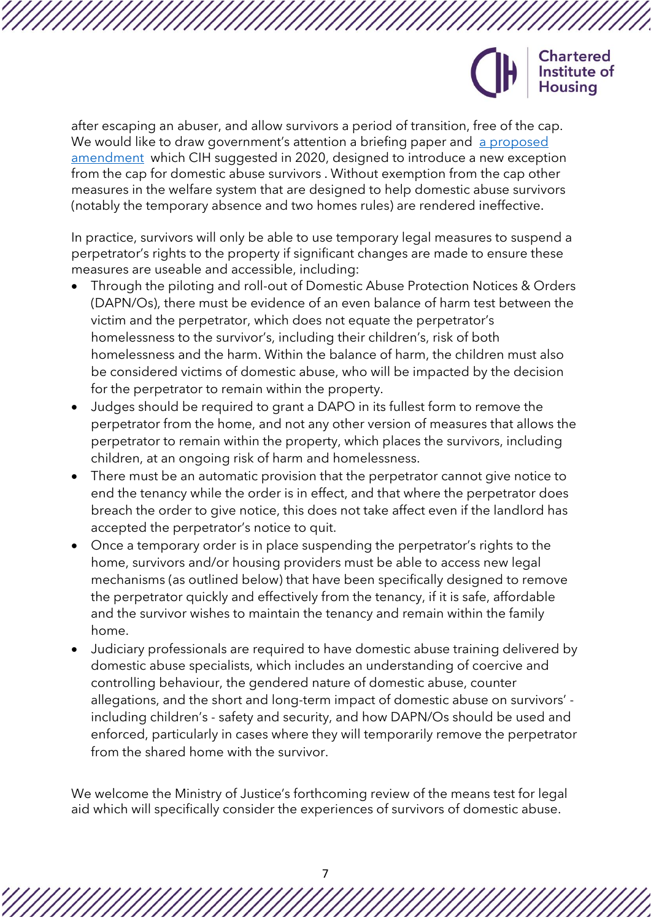after escaping an abuser, and allow survivors a period of transition, free of the cap. We would like to draw government's attention a briefing paper and a proposed amendment which CIH suggested in 2020, designed to introduce a new exception from the cap for domestic abuse survivors . Without exemption from the cap other measures in the welfare system that are designed to help domestic abuse survivors (notably the temporary absence and two homes rules) are rendered ineffective.

In practice, survivors will only be able to use temporary legal measures to suspend a perpetrator's rights to the property if significant changes are made to ensure these measures are useable and accessible, including:

- Through the piloting and roll-out of Domestic Abuse Protection Notices & Orders (DAPN/Os), there must be evidence of an even balance of harm test between the victim and the perpetrator, which does not equate the perpetrator's homelessness to the survivor's, including their children's, risk of both homelessness and the harm. Within the balance of harm, the children must also be considered victims of domestic abuse, who will be impacted by the decision for the perpetrator to remain within the property.
- Judges should be required to grant a DAPO in its fullest form to remove the perpetrator from the home, and not any other version of measures that allows the perpetrator to remain within the property, which places the survivors, including children, at an ongoing risk of harm and homelessness.
- There must be an automatic provision that the perpetrator cannot give notice to end the tenancy while the order is in effect, and that where the perpetrator does breach the order to give notice, this does not take affect even if the landlord has accepted the perpetrator's notice to quit.
- Once a temporary order is in place suspending the perpetrator's rights to the home, survivors and/or housing providers must be able to access new legal mechanisms (as outlined below) that have been specifically designed to remove the perpetrator quickly and effectively from the tenancy, if it is safe, affordable and the survivor wishes to maintain the tenancy and remain within the family home.
- Judiciary professionals are required to have domestic abuse training delivered by domestic abuse specialists, which includes an understanding of coercive and controlling behaviour, the gendered nature of domestic abuse, counter allegations, and the short and long-term impact of domestic abuse on survivors' - including children's - safety and security, and how DAPN/Os should be used and enforced, particularly in cases where they will temporarily remove the perpetrator from the shared home with the survivor.

We welcome the Ministry of Justice's forthcoming review of the means test for legal aid which will specifically consider the experiences of survivors of domestic abuse.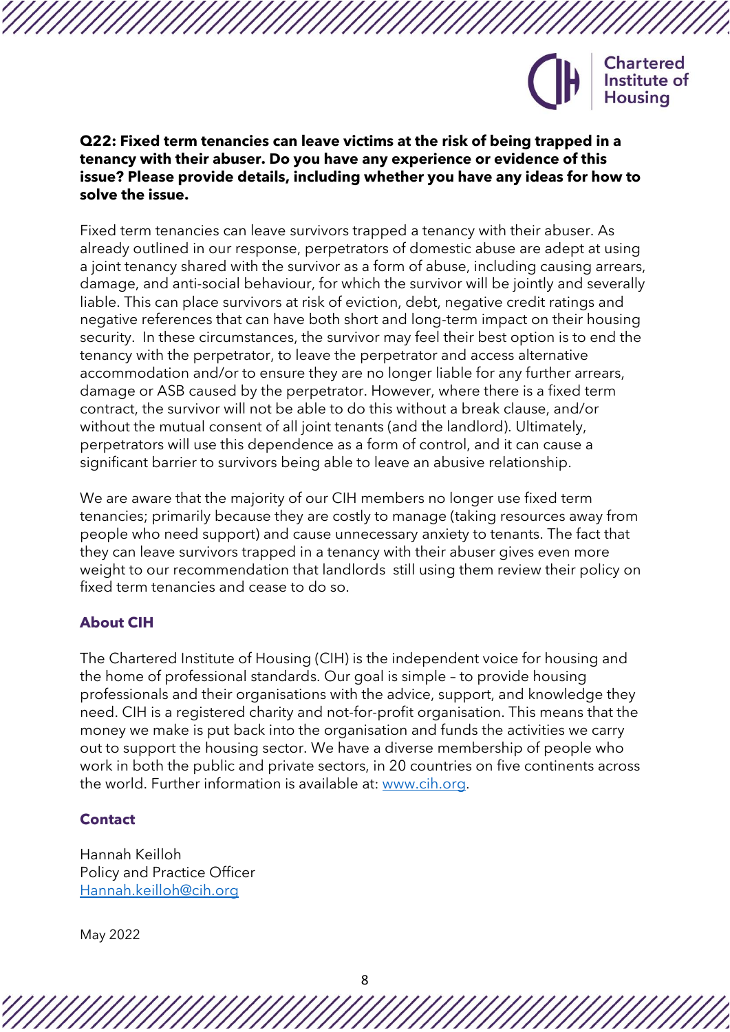**Q22: Fixed term tenancies can leave victims at the risk of being trapped in a tenancy with their abuser. Do you have any experience or evidence of this issue? Please provide details, including whether you have any ideas for how to solve the issue.**

Fixed term tenancies can leave survivors trapped a tenancy with their abuser. As already outlined in our response, perpetrators of domestic abuse are adept at using a joint tenancy shared with the survivor as a form of abuse, including causing arrears, damage, and anti-social behaviour, for which the survivor will be jointly and severally liable. This can place survivors at risk of eviction, debt, negative credit ratings and negative references that can have both short and long-term impact on their housing security. In these circumstances, the survivor may feel their best option is to end the tenancy with the perpetrator, to leave the perpetrator and access alternative accommodation and/or to ensure they are no longer liable for any further arrears, damage or ASB caused by the perpetrator. However, where there is a fixed term contract, the survivor will not be able to do this without a break clause, and/or without the mutual consent of all joint tenants (and the landlord). Ultimately, perpetrators will use this dependence as a form of control, and it can cause a significant barrier to survivors being able to leave an abusive relationship.

We are aware that the majority of our CIH members no longer use fixed term tenancies; primarily because they are costly to manage (taking resources away from people who need support) and cause unnecessary anxiety to tenants. The fact that they can leave survivors trapped in a tenancy with their abuser gives even more weight to our recommendation that landlords still using them review their policy on fixed term tenancies and cease to do so.

### About CIH

The Chartered Institute of Housing (CIH) is the independent voice for housing and the home of professional standards. Our goal is simple – to provide housing professionals and their organisations with the advice, support, and knowledge they need. CIH is a registered charity and not-for-profit organisation. This means that the money we make is put back into the organisation and funds the activities we carry out to support the housing sector. We have a diverse membership of people who work in both the public and private sectors, in 20 countries on five continents across the world. Further information is available at: [www.cih.org](http://www.cih.org).

### Contact

Hannah Keilloh
Policy and Practice Officer
[Hannah.keilloh@cih.org](mailto:Hannah.keilloh@cih.org)

May 2022